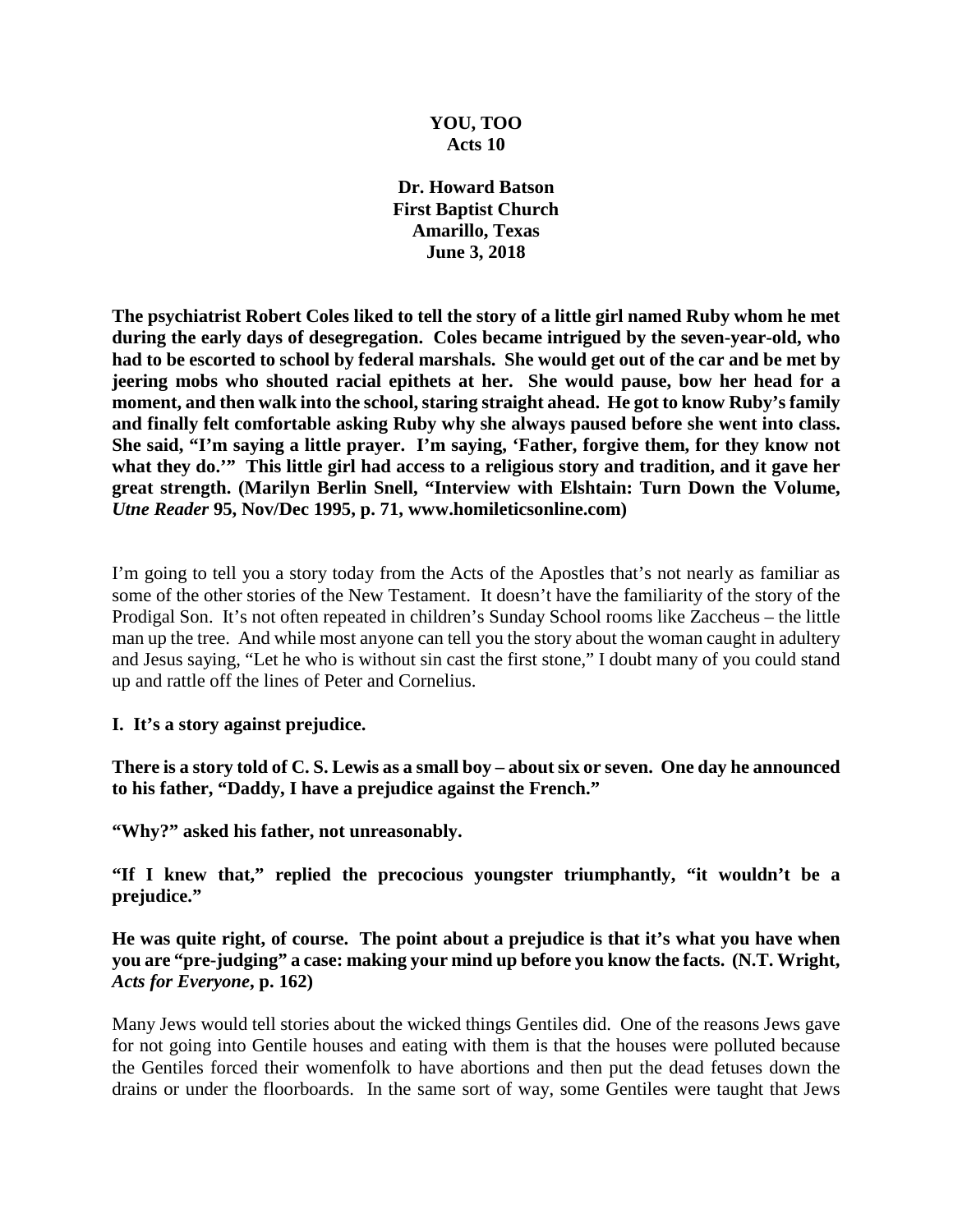**YOU, TOO**
**Acts 10**

**Dr. Howard Batson**
**First Baptist Church**
**Amarillo, Texas**
**June 3, 2018**

**The psychiatrist Robert Coles liked to tell the story of a little girl named Ruby whom he met during the early days of desegregation. Coles became intrigued by the seven-year-old, who had to be escorted to school by federal marshals. She would get out of the car and be met by jeering mobs who shouted racial epithets at her. She would pause, bow her head for a moment, and then walk into the school, staring straight ahead. He got to know Ruby's family and finally felt comfortable asking Ruby why she always paused before she went into class. She said, "I'm saying a little prayer. I'm saying, 'Father, forgive them, for they know not what they do.'" This little girl had access to a religious story and tradition, and it gave her great strength. (Marilyn Berlin Snell, "Interview with Elshtain: Turn Down the Volume, *Utne Reader* 95, Nov/Dec 1995, p. 71, www.homileticsonline.com)**

I'm going to tell you a story today from the Acts of the Apostles that's not nearly as familiar as some of the other stories of the New Testament. It doesn't have the familiarity of the story of the Prodigal Son. It's not often repeated in children's Sunday School rooms like Zaccheus – the little man up the tree. And while most anyone can tell you the story about the woman caught in adultery and Jesus saying, "Let he who is without sin cast the first stone," I doubt many of you could stand up and rattle off the lines of Peter and Cornelius.

**I. It's a story against prejudice.**

**There is a story told of C. S. Lewis as a small boy – about six or seven. One day he announced to his father, "Daddy, I have a prejudice against the French."**

**"Why?" asked his father, not unreasonably.**

**"If I knew that," replied the precocious youngster triumphantly, "it wouldn't be a prejudice."**

**He was quite right, of course. The point about a prejudice is that it's what you have when you are "pre-judging" a case: making your mind up before you know the facts. (N.T. Wright, *Acts for Everyone*, p. 162)**

Many Jews would tell stories about the wicked things Gentiles did. One of the reasons Jews gave for not going into Gentile houses and eating with them is that the houses were polluted because the Gentiles forced their womenfolk to have abortions and then put the dead fetuses down the drains or under the floorboards. In the same sort of way, some Gentiles were taught that Jews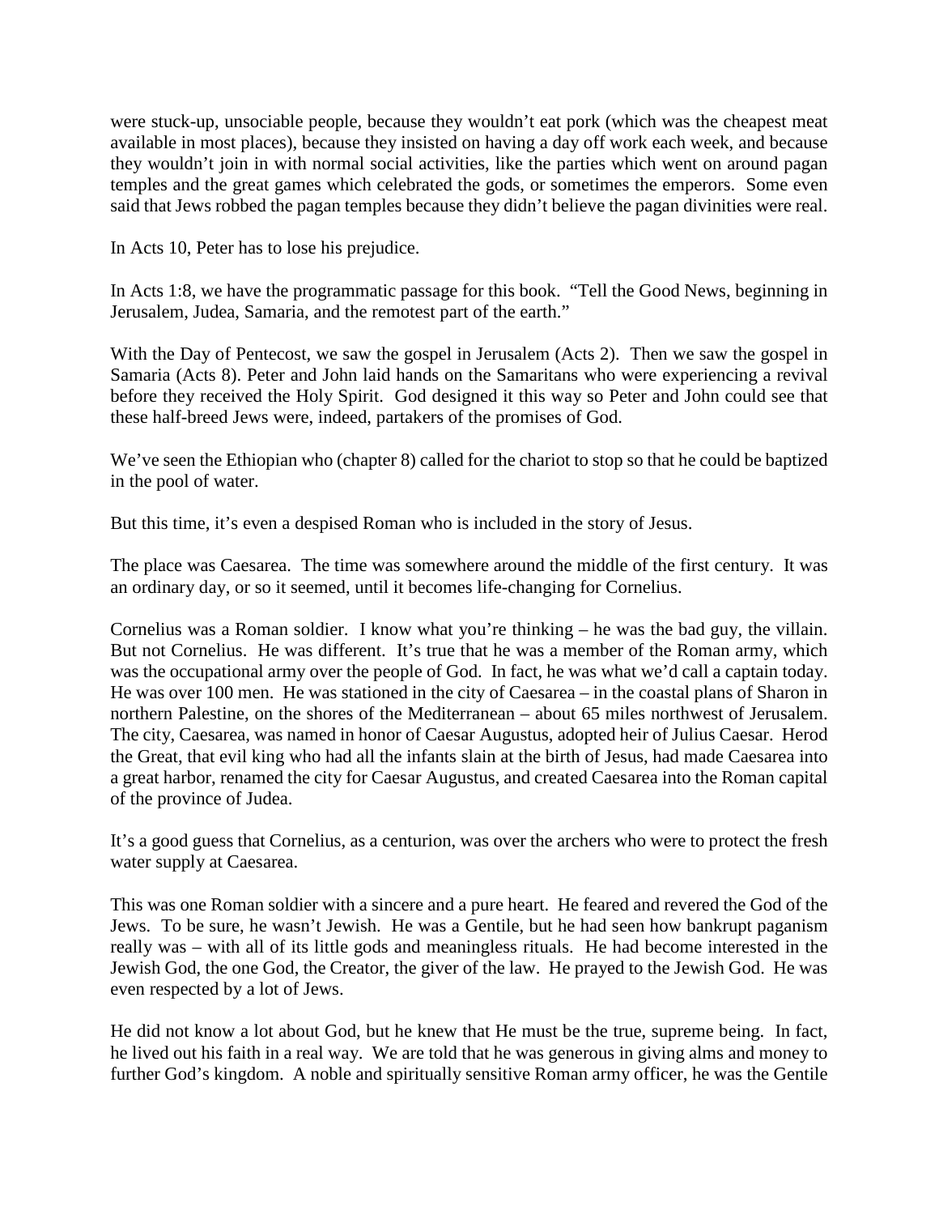were stuck-up, unsociable people, because they wouldn't eat pork (which was the cheapest meat available in most places), because they insisted on having a day off work each week, and because they wouldn't join in with normal social activities, like the parties which went on around pagan temples and the great games which celebrated the gods, or sometimes the emperors. Some even said that Jews robbed the pagan temples because they didn't believe the pagan divinities were real.

In Acts 10, Peter has to lose his prejudice.

In Acts 1:8, we have the programmatic passage for this book. "Tell the Good News, beginning in Jerusalem, Judea, Samaria, and the remotest part of the earth."

With the Day of Pentecost, we saw the gospel in Jerusalem (Acts 2). Then we saw the gospel in Samaria (Acts 8). Peter and John laid hands on the Samaritans who were experiencing a revival before they received the Holy Spirit. God designed it this way so Peter and John could see that these half-breed Jews were, indeed, partakers of the promises of God.

We've seen the Ethiopian who (chapter 8) called for the chariot to stop so that he could be baptized in the pool of water.

But this time, it's even a despised Roman who is included in the story of Jesus.

The place was Caesarea. The time was somewhere around the middle of the first century. It was an ordinary day, or so it seemed, until it becomes life-changing for Cornelius.

Cornelius was a Roman soldier. I know what you're thinking – he was the bad guy, the villain. But not Cornelius. He was different. It's true that he was a member of the Roman army, which was the occupational army over the people of God. In fact, he was what we'd call a captain today. He was over 100 men. He was stationed in the city of Caesarea – in the coastal plans of Sharon in northern Palestine, on the shores of the Mediterranean – about 65 miles northwest of Jerusalem. The city, Caesarea, was named in honor of Caesar Augustus, adopted heir of Julius Caesar. Herod the Great, that evil king who had all the infants slain at the birth of Jesus, had made Caesarea into a great harbor, renamed the city for Caesar Augustus, and created Caesarea into the Roman capital of the province of Judea.

It's a good guess that Cornelius, as a centurion, was over the archers who were to protect the fresh water supply at Caesarea.

This was one Roman soldier with a sincere and a pure heart. He feared and revered the God of the Jews. To be sure, he wasn't Jewish. He was a Gentile, but he had seen how bankrupt paganism really was – with all of its little gods and meaningless rituals. He had become interested in the Jewish God, the one God, the Creator, the giver of the law. He prayed to the Jewish God. He was even respected by a lot of Jews.

He did not know a lot about God, but he knew that He must be the true, supreme being. In fact, he lived out his faith in a real way. We are told that he was generous in giving alms and money to further God's kingdom. A noble and spiritually sensitive Roman army officer, he was the Gentile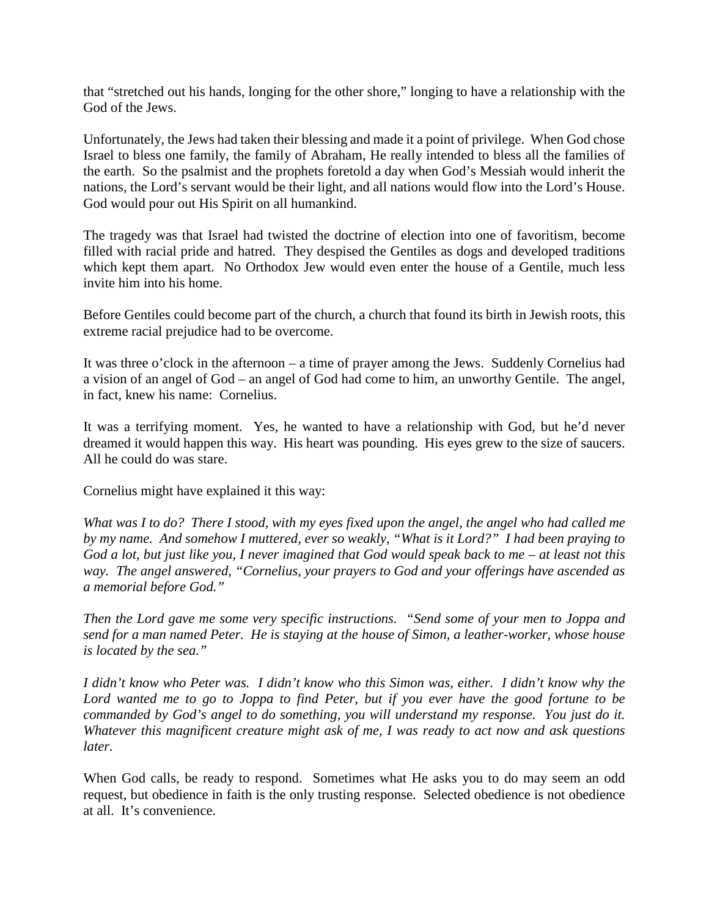that "stretched out his hands, longing for the other shore," longing to have a relationship with the God of the Jews.

Unfortunately, the Jews had taken their blessing and made it a point of privilege. When God chose Israel to bless one family, the family of Abraham, He really intended to bless all the families of the earth. So the psalmist and the prophets foretold a day when God's Messiah would inherit the nations, the Lord's servant would be their light, and all nations would flow into the Lord's House. God would pour out His Spirit on all humankind.

The tragedy was that Israel had twisted the doctrine of election into one of favoritism, become filled with racial pride and hatred. They despised the Gentiles as dogs and developed traditions which kept them apart. No Orthodox Jew would even enter the house of a Gentile, much less invite him into his home.

Before Gentiles could become part of the church, a church that found its birth in Jewish roots, this extreme racial prejudice had to be overcome.

It was three o'clock in the afternoon – a time of prayer among the Jews. Suddenly Cornelius had a vision of an angel of God – an angel of God had come to him, an unworthy Gentile. The angel, in fact, knew his name: Cornelius.

It was a terrifying moment. Yes, he wanted to have a relationship with God, but he'd never dreamed it would happen this way. His heart was pounding. His eyes grew to the size of saucers. All he could do was stare.

Cornelius might have explained it this way:

*What was I to do? There I stood, with my eyes fixed upon the angel, the angel who had called me by my name. And somehow I muttered, ever so weakly, "What is it Lord?" I had been praying to God a lot, but just like you, I never imagined that God would speak back to me – at least not this way. The angel answered, "Cornelius, your prayers to God and your offerings have ascended as a memorial before God."*

*Then the Lord gave me some very specific instructions. "Send some of your men to Joppa and send for a man named Peter. He is staying at the house of Simon, a leather-worker, whose house is located by the sea."*

*I didn't know who Peter was. I didn't know who this Simon was, either. I didn't know why the Lord wanted me to go to Joppa to find Peter, but if you ever have the good fortune to be commanded by God's angel to do something, you will understand my response. You just do it. Whatever this magnificent creature might ask of me, I was ready to act now and ask questions later.*

When God calls, be ready to respond. Sometimes what He asks you to do may seem an odd request, but obedience in faith is the only trusting response. Selected obedience is not obedience at all. It's convenience.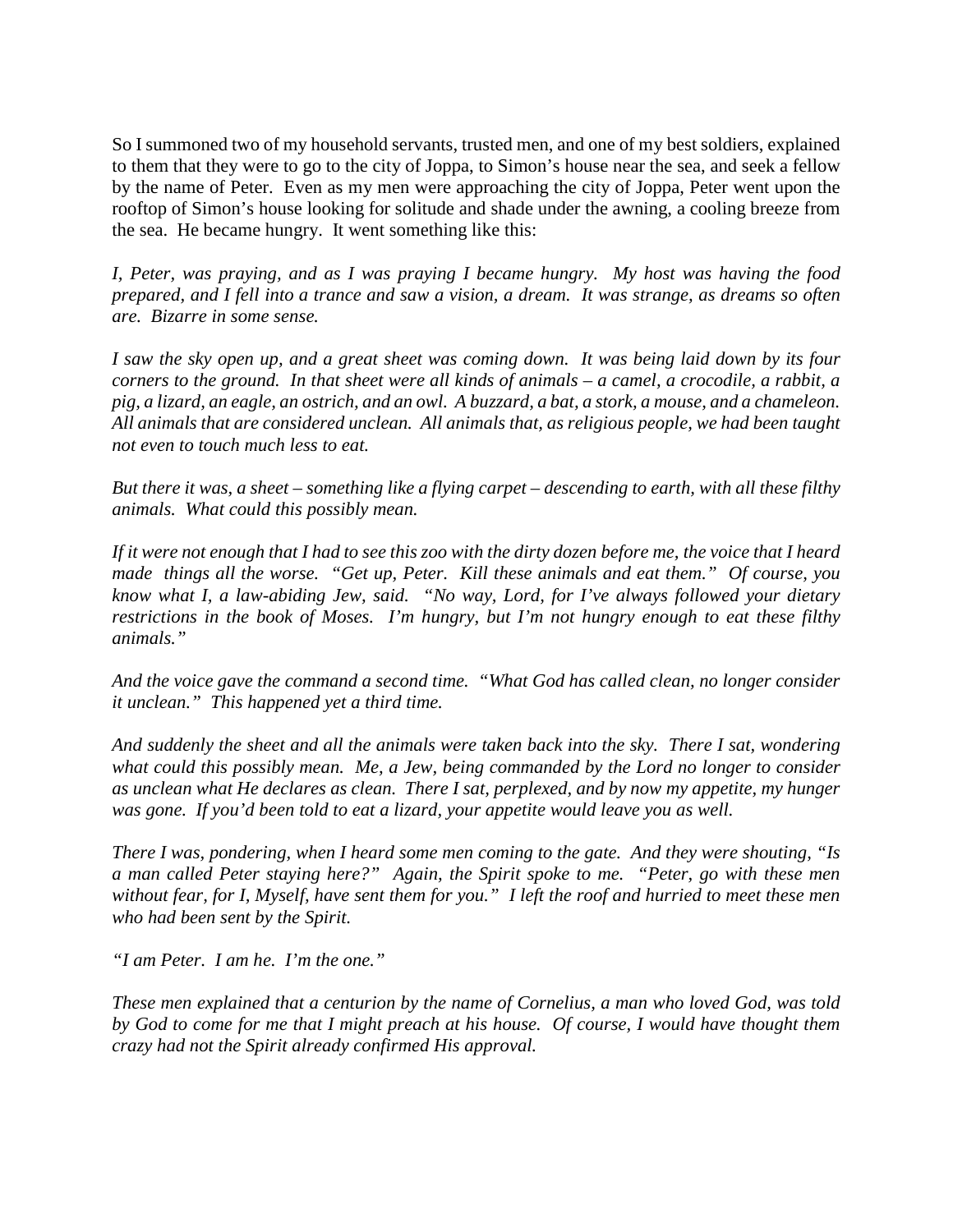So I summoned two of my household servants, trusted men, and one of my best soldiers, explained to them that they were to go to the city of Joppa, to Simon's house near the sea, and seek a fellow by the name of Peter. Even as my men were approaching the city of Joppa, Peter went upon the rooftop of Simon's house looking for solitude and shade under the awning, a cooling breeze from the sea. He became hungry. It went something like this:

*I, Peter, was praying, and as I was praying I became hungry. My host was having the food prepared, and I fell into a trance and saw a vision, a dream. It was strange, as dreams so often are. Bizarre in some sense.*

*I saw the sky open up, and a great sheet was coming down. It was being laid down by its four corners to the ground. In that sheet were all kinds of animals – a camel, a crocodile, a rabbit, a pig, a lizard, an eagle, an ostrich, and an owl. A buzzard, a bat, a stork, a mouse, and a chameleon. All animals that are considered unclean. All animals that, as religious people, we had been taught not even to touch much less to eat.*

*But there it was, a sheet – something like a flying carpet – descending to earth, with all these filthy animals. What could this possibly mean.*

*If it were not enough that I had to see this zoo with the dirty dozen before me, the voice that I heard made things all the worse. "Get up, Peter. Kill these animals and eat them." Of course, you know what I, a law-abiding Jew, said. "No way, Lord, for I've always followed your dietary restrictions in the book of Moses. I'm hungry, but I'm not hungry enough to eat these filthy animals."*

*And the voice gave the command a second time. "What God has called clean, no longer consider it unclean." This happened yet a third time.*

*And suddenly the sheet and all the animals were taken back into the sky. There I sat, wondering what could this possibly mean. Me, a Jew, being commanded by the Lord no longer to consider as unclean what He declares as clean. There I sat, perplexed, and by now my appetite, my hunger was gone. If you'd been told to eat a lizard, your appetite would leave you as well.*

*There I was, pondering, when I heard some men coming to the gate. And they were shouting, "Is a man called Peter staying here?" Again, the Spirit spoke to me. "Peter, go with these men without fear, for I, Myself, have sent them for you." I left the roof and hurried to meet these men who had been sent by the Spirit.*

*"I am Peter. I am he. I'm the one."*

*These men explained that a centurion by the name of Cornelius, a man who loved God, was told by God to come for me that I might preach at his house. Of course, I would have thought them crazy had not the Spirit already confirmed His approval.*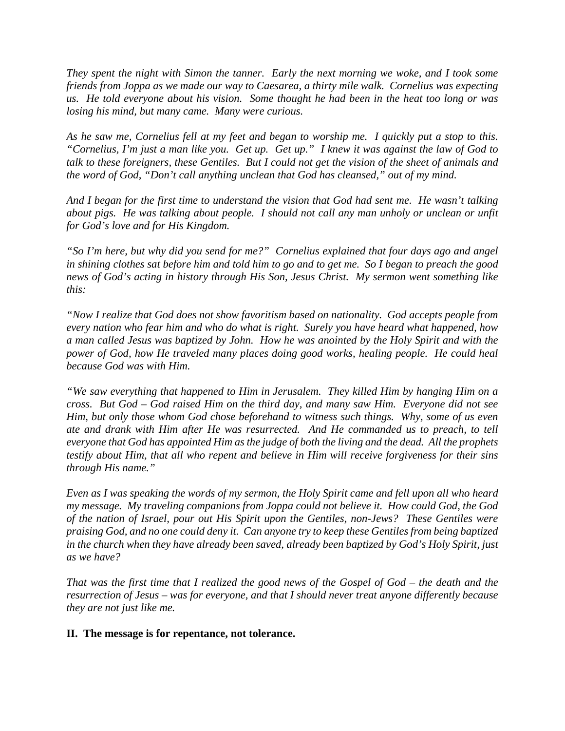*They spent the night with Simon the tanner. Early the next morning we woke, and I took some friends from Joppa as we made our way to Caesarea, a thirty mile walk. Cornelius was expecting us. He told everyone about his vision. Some thought he had been in the heat too long or was losing his mind, but many came. Many were curious.*

*As he saw me, Cornelius fell at my feet and began to worship me. I quickly put a stop to this. "Cornelius, I'm just a man like you. Get up. Get up." I knew it was against the law of God to talk to these foreigners, these Gentiles. But I could not get the vision of the sheet of animals and the word of God, "Don't call anything unclean that God has cleansed," out of my mind.*

*And I began for the first time to understand the vision that God had sent me. He wasn't talking about pigs. He was talking about people. I should not call any man unholy or unclean or unfit for God's love and for His Kingdom.*

*"So I'm here, but why did you send for me?" Cornelius explained that four days ago and angel in shining clothes sat before him and told him to go and to get me. So I began to preach the good news of God's acting in history through His Son, Jesus Christ. My sermon went something like this:*

*"Now I realize that God does not show favoritism based on nationality. God accepts people from every nation who fear him and who do what is right. Surely you have heard what happened, how a man called Jesus was baptized by John. How he was anointed by the Holy Spirit and with the power of God, how He traveled many places doing good works, healing people. He could heal because God was with Him.*

*"We saw everything that happened to Him in Jerusalem. They killed Him by hanging Him on a cross. But God – God raised Him on the third day, and many saw Him. Everyone did not see Him, but only those whom God chose beforehand to witness such things. Why, some of us even ate and drank with Him after He was resurrected. And He commanded us to preach, to tell everyone that God has appointed Him as the judge of both the living and the dead. All the prophets testify about Him, that all who repent and believe in Him will receive forgiveness for their sins through His name."*

*Even as I was speaking the words of my sermon, the Holy Spirit came and fell upon all who heard my message. My traveling companions from Joppa could not believe it. How could God, the God of the nation of Israel, pour out His Spirit upon the Gentiles, non-Jews? These Gentiles were praising God, and no one could deny it. Can anyone try to keep these Gentiles from being baptized in the church when they have already been saved, already been baptized by God's Holy Spirit, just as we have?*

*That was the first time that I realized the good news of the Gospel of God – the death and the resurrection of Jesus – was for everyone, and that I should never treat anyone differently because they are not just like me.*

**II. The message is for repentance, not tolerance.**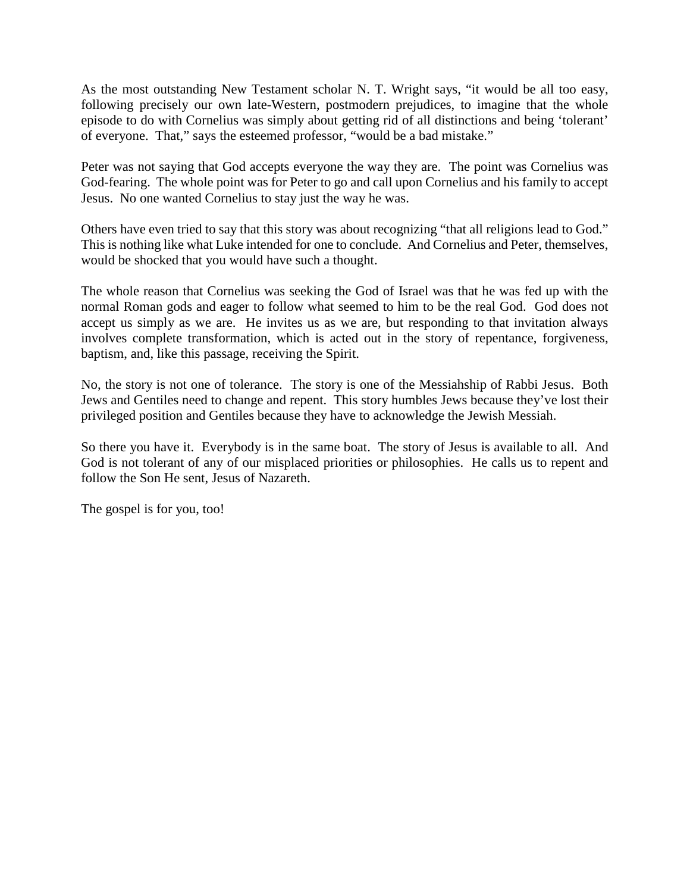As the most outstanding New Testament scholar N. T. Wright says, "it would be all too easy, following precisely our own late-Western, postmodern prejudices, to imagine that the whole episode to do with Cornelius was simply about getting rid of all distinctions and being 'tolerant' of everyone. That," says the esteemed professor, "would be a bad mistake."

Peter was not saying that God accepts everyone the way they are. The point was Cornelius was God-fearing. The whole point was for Peter to go and call upon Cornelius and his family to accept Jesus. No one wanted Cornelius to stay just the way he was.

Others have even tried to say that this story was about recognizing "that all religions lead to God." This is nothing like what Luke intended for one to conclude. And Cornelius and Peter, themselves, would be shocked that you would have such a thought.

The whole reason that Cornelius was seeking the God of Israel was that he was fed up with the normal Roman gods and eager to follow what seemed to him to be the real God. God does not accept us simply as we are. He invites us as we are, but responding to that invitation always involves complete transformation, which is acted out in the story of repentance, forgiveness, baptism, and, like this passage, receiving the Spirit.

No, the story is not one of tolerance. The story is one of the Messiahship of Rabbi Jesus. Both Jews and Gentiles need to change and repent. This story humbles Jews because they've lost their privileged position and Gentiles because they have to acknowledge the Jewish Messiah.

So there you have it. Everybody is in the same boat. The story of Jesus is available to all. And God is not tolerant of any of our misplaced priorities or philosophies. He calls us to repent and follow the Son He sent, Jesus of Nazareth.

The gospel is for you, too!